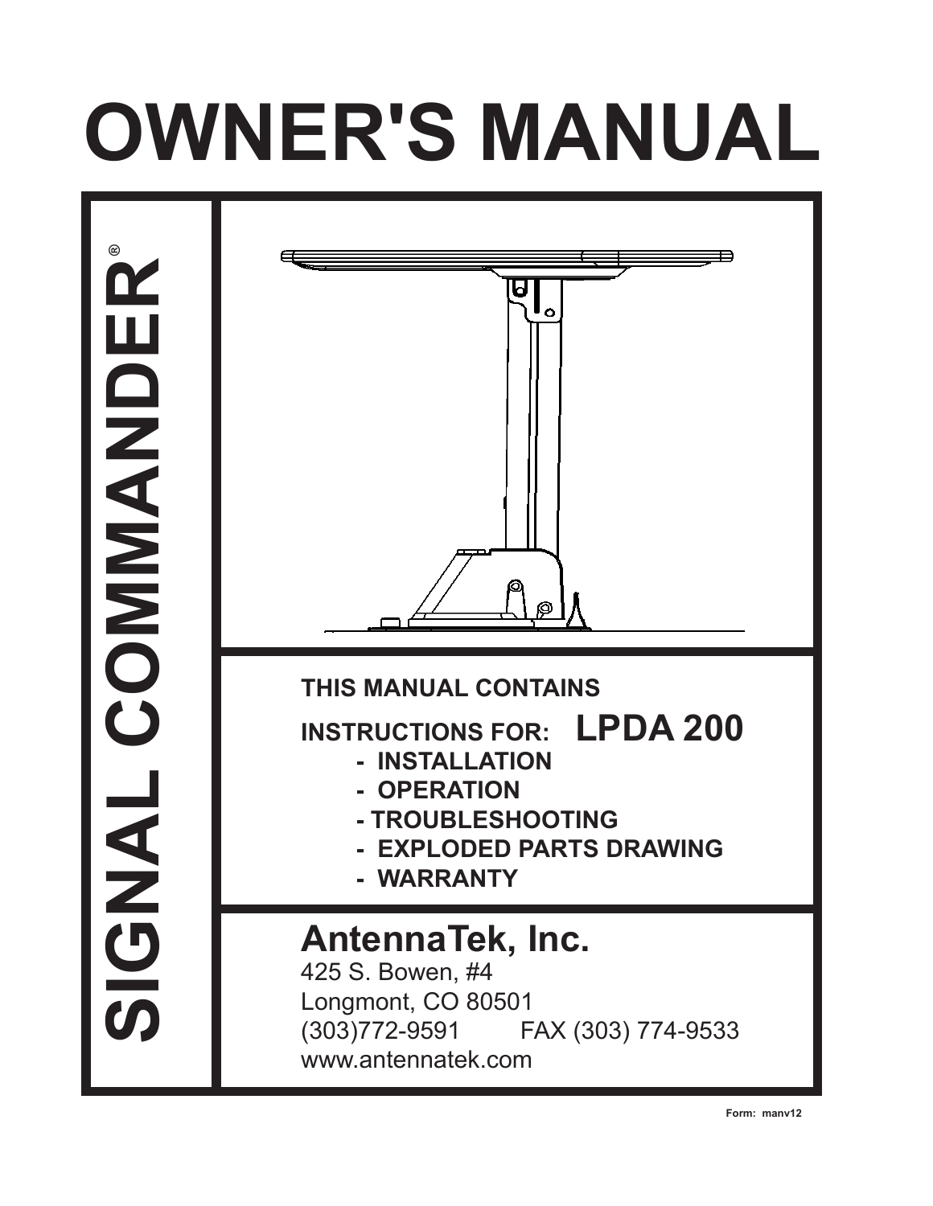# OWNER'S MANUAL

**SIGNAL COMMANDER®**

**THIS MANUAL CONTAINS**

**INSTRUCTIONS FOR: LPDA 200**

- **INSTALLATION**
- **OPERATION**
- **TROUBLESHOOTING**
- **EXPLODED PARTS DRAWING**
- **WARRANTY**

## AntennaTek, Inc.

425 S. Bowen, #4
Longmont, CO 80501
(303)772-9591 FAX (303) 774-9533
www.antennatek.com

Form: manv12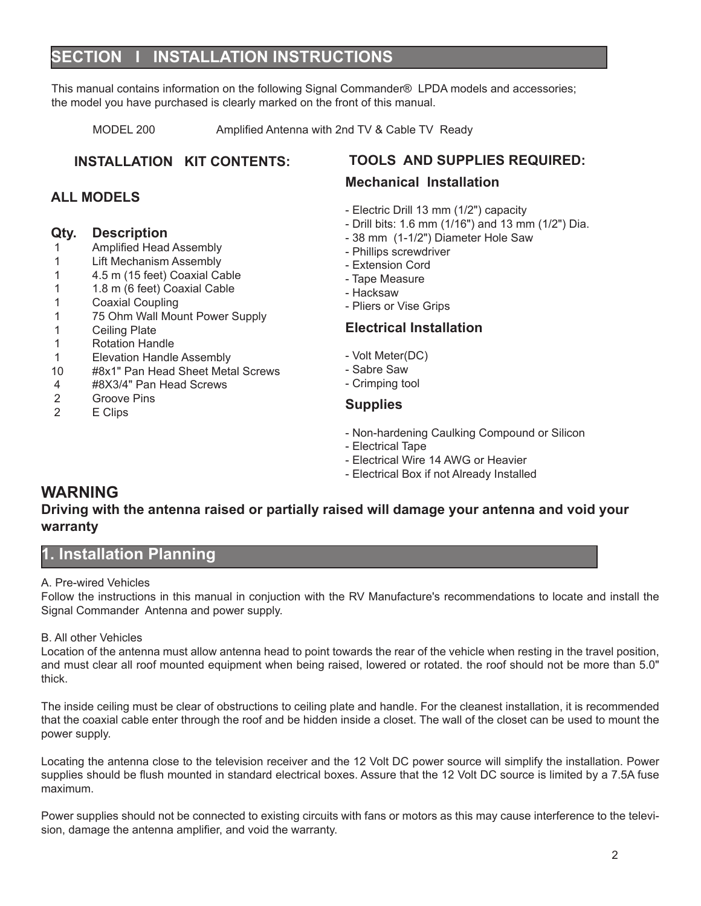## SECTION I INSTALLATION INSTRUCTIONS

This manual contains information on the following Signal Commander® LPDA models and accessories; the model you have purchased is clearly marked on the front of this manual.

MODEL 200 Amplified Antenna with 2nd TV & Cable TV Ready

### INSTALLATION KIT CONTENTS:

### ALL MODELS

| Qty. | Description |
|---|---|
| 1 | Amplified Head Assembly |
| 1 | Lift Mechanism Assembly |
| 1 | 4.5 m (15 feet) Coaxial Cable |
| 1 | 1.8 m (6 feet) Coaxial Cable |
| 1 | Coaxial Coupling |
| 1 | 75 Ohm Wall Mount Power Supply |
| 1 | Ceiling Plate |
| 1 | Rotation Handle |
| 1 | Elevation Handle Assembly |
| 10 | #8x1" Pan Head Sheet Metal Screws |
| 4 | #8X3/4" Pan Head Screws |
| 2 | Groove Pins |
| 2 | E Clips |

### TOOLS AND SUPPLIES REQUIRED:

#### Mechanical Installation

- Electric Drill 13 mm (1/2") capacity
- Drill bits: 1.6 mm (1/16") and 13 mm (1/2") Dia.
- 38 mm (1-1/2") Diameter Hole Saw
- Phillips screwdriver
- Extension Cord
- Tape Measure
- Hacksaw
- Pliers or Vise Grips

#### Electrical Installation

- Volt Meter(DC)
- Sabre Saw
- Crimping tool

#### Supplies

- Non-hardening Caulking Compound or Silicon
- Electrical Tape
- Electrical Wire 14 AWG or Heavier
- Electrical Box if not Already Installed

## WARNING

**Driving with the antenna raised or partially raised will damage your antenna and void your warranty**

## 1. Installation Planning

A. Pre-wired Vehicles

Follow the instructions in this manual in conjuction with the RV Manufacture's recommendations to locate and install the Signal Commander Antenna and power supply.

B. All other Vehicles

Location of the antenna must allow antenna head to point towards the rear of the vehicle when resting in the travel position, and must clear all roof mounted equipment when being raised, lowered or rotated. the roof should not be more than 5.0" thick.

The inside ceiling must be clear of obstructions to ceiling plate and handle. For the cleanest installation, it is recommended that the coaxial cable enter through the roof and be hidden inside a closet. The wall of the closet can be used to mount the power supply.

Locating the antenna close to the television receiver and the 12 Volt DC power source will simplify the installation. Power supplies should be flush mounted in standard electrical boxes. Assure that the 12 Volt DC source is limited by a 7.5A fuse maximum.

Power supplies should not be connected to existing circuits with fans or motors as this may cause interference to the television, damage the antenna amplifier, and void the warranty.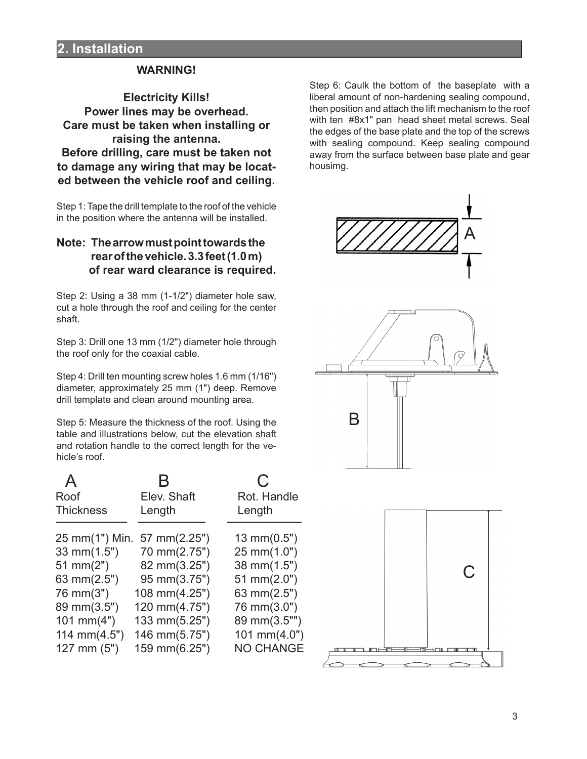## 2. Installation

**WARNING!**

**Electricity Kills!**
**Power lines may be overhead.**
**Care must be taken when installing or raising the antenna.**
**Before drilling, care must be taken not to damage any wiring that may be located between the vehicle roof and ceiling.**

Step 1: Tape the drill template to the roof of the vehicle in the position where the antenna will be installed.

**Note: The arrow must point towards the rear of the vehicle. 3.3 feet (1.0 m) of rear ward clearance is required.**

Step 2: Using a 38 mm (1-1/2") diameter hole saw, cut a hole through the roof and ceiling for the center shaft.

Step 3: Drill one 13 mm (1/2") diameter hole through the roof only for the coaxial cable.

Step 4: Drill ten mounting screw holes 1.6 mm (1/16") diameter, approximately 25 mm (1") deep. Remove drill template and clean around mounting area.

Step 5: Measure the thickness of the roof. Using the table and illustrations below, cut the elevation shaft and rotation handle to the correct length for the vehicle's roof.

| A<br>Roof Thickness | B<br>Elev. Shaft Length | C<br>Rot. Handle Length |
|---|---|---|
| 25 mm(1") Min. | 57 mm(2.25") | 13 mm(0.5") |
| 33 mm(1.5") | 70 mm(2.75") | 25 mm(1.0") |
| 51 mm(2") | 82 mm(3.25") | 38 mm(1.5") |
| 63 mm(2.5") | 95 mm(3.75") | 51 mm(2.0") |
| 76 mm(3") | 108 mm(4.25") | 63 mm(2.5") |
| 89 mm(3.5") | 120 mm(4.75") | 76 mm(3.0") |
| 101 mm(4") | 133 mm(5.25") | 89 mm(3.5"") |
| 114 mm(4.5") | 146 mm(5.75") | 101 mm(4.0") |
| 127 mm (5") | 159 mm(6.25") | NO CHANGE |

Step 6: Caulk the bottom of the baseplate with a liberal amount of non-hardening sealing compound, then position and attach the lift mechanism to the roof with ten #8x1" pan head sheet metal screws. Seal the edges of the base plate and the top of the screws with sealing compound. Keep sealing compound away from the surface between base plate and gear housimg.

A

B

C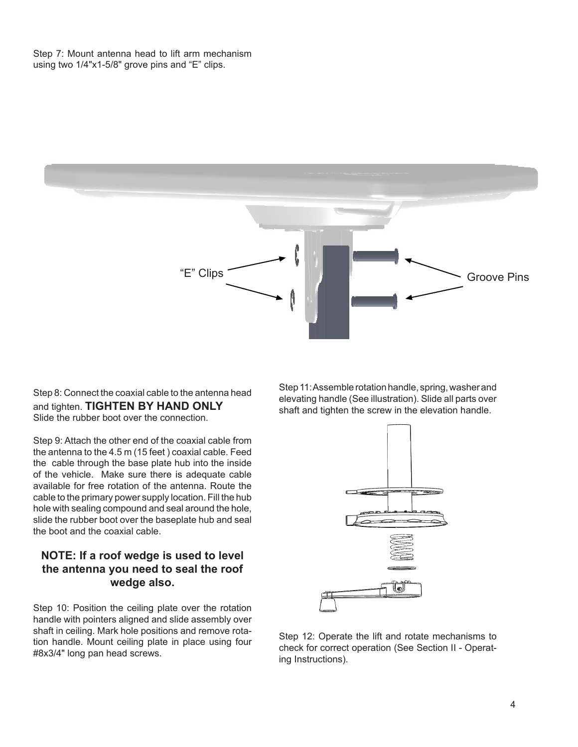Step 7: Mount antenna head to lift arm mechanism using two 1/4"x1-5/8" grove pins and “E” clips.

“E” Clips

Groove Pins

Step 8: Connect the coaxial cable to the antenna head and tighten. **TIGHTEN BY HAND ONLY**
Slide the rubber boot over the connection.

Step 9: Attach the other end of the coaxial cable from the antenna to the 4.5 m (15 feet ) coaxial cable. Feed the cable through the base plate hub into the inside of the vehicle. Make sure there is adequate cable available for free rotation of the antenna. Route the cable to the primary power supply location. Fill the hub hole with sealing compound and seal around the hole, slide the rubber boot over the baseplate hub and seal the boot and the coaxial cable.

**NOTE: If a roof wedge is used to level the antenna you need to seal the roof wedge also.**

Step 10: Position the ceiling plate over the rotation handle with pointers aligned and slide assembly over shaft in ceiling. Mark hole positions and remove rotation handle. Mount ceiling plate in place using four #8x3/4" long pan head screws.

Step 11: Assemble rotation handle, spring, washer and elevating handle (See illustration). Slide all parts over shaft and tighten the screw in the elevation handle.

Step 12: Operate the lift and rotate mechanisms to check for correct operation (See Section II - Operating Instructions).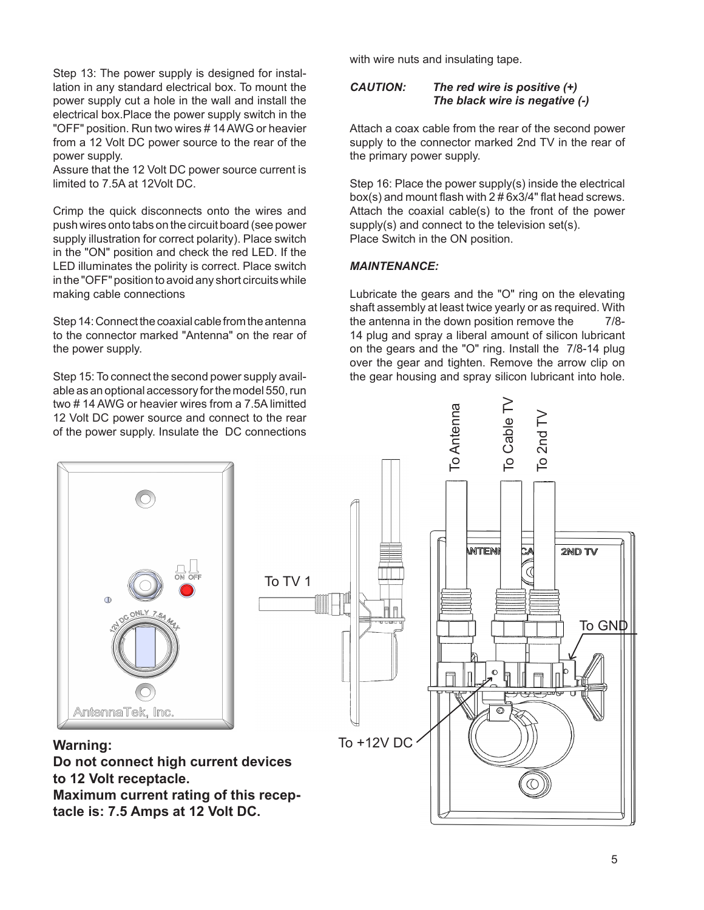Step 13: The power supply is designed for installation in any standard electrical box. To mount the power supply cut a hole in the wall and install the electrical box.Place the power supply switch in the "OFF" position. Run two wires # 14 AWG or heavier from a 12 Volt DC power source to the rear of the power supply.
Assure that the 12 Volt DC power source current is limited to 7.5A at 12Volt DC.

Crimp the quick disconnects onto the wires and push wires onto tabs on the circuit board (see power supply illustration for correct polarity). Place switch in the "ON" position and check the red LED. If the LED illuminates the polirity is correct. Place switch in the "OFF" position to avoid any short circuits while making cable connections

Step 14: Connect the coaxial cable from the antenna to the connector marked "Antenna" on the rear of the power supply.

Step 15: To connect the second power supply available as an optional accessory for the model 550, run two # 14 AWG or heavier wires from a 7.5A limitted 12 Volt DC power source and connect to the rear of the power supply. Insulate the DC connections with wire nuts and insulating tape.

***CAUTION: The red wire is positive (+)***
***The black wire is negative (-)***

Attach a coax cable from the rear of the second power supply to the connector marked 2nd TV in the rear of the primary power supply.

Step 16: Place the power supply(s) inside the electrical box(s) and mount flash with 2 # 6x3/4" flat head screws. Attach the coaxial cable(s) to the front of the power supply(s) and connect to the television set(s).
Place Switch in the ON position.

***MAINTENANCE:***

Lubricate the gears and the "O" ring on the elevating shaft assembly at least twice yearly or as required. With the antenna in the down position remove the 7/8-14 plug and spray a liberal amount of silicon lubricant on the gears and the "O" ring. Install the 7/8-14 plug over the gear and tighten. Remove the arrow clip on the gear housing and spray silicon lubricant into hole.

ON OFF

12V DC ONLY 7.5A MAX

AntennaTek, Inc.

To TV 1

To Antenna

To Cable TV

To 2nd TV

ANTENNA CABLE 2ND TV

To GND

To +12V DC

**Warning:**
**Do not connect high current devices to 12 Volt receptacle.**
**Maximum current rating of this receptacle is: 7.5 Amps at 12 Volt DC.**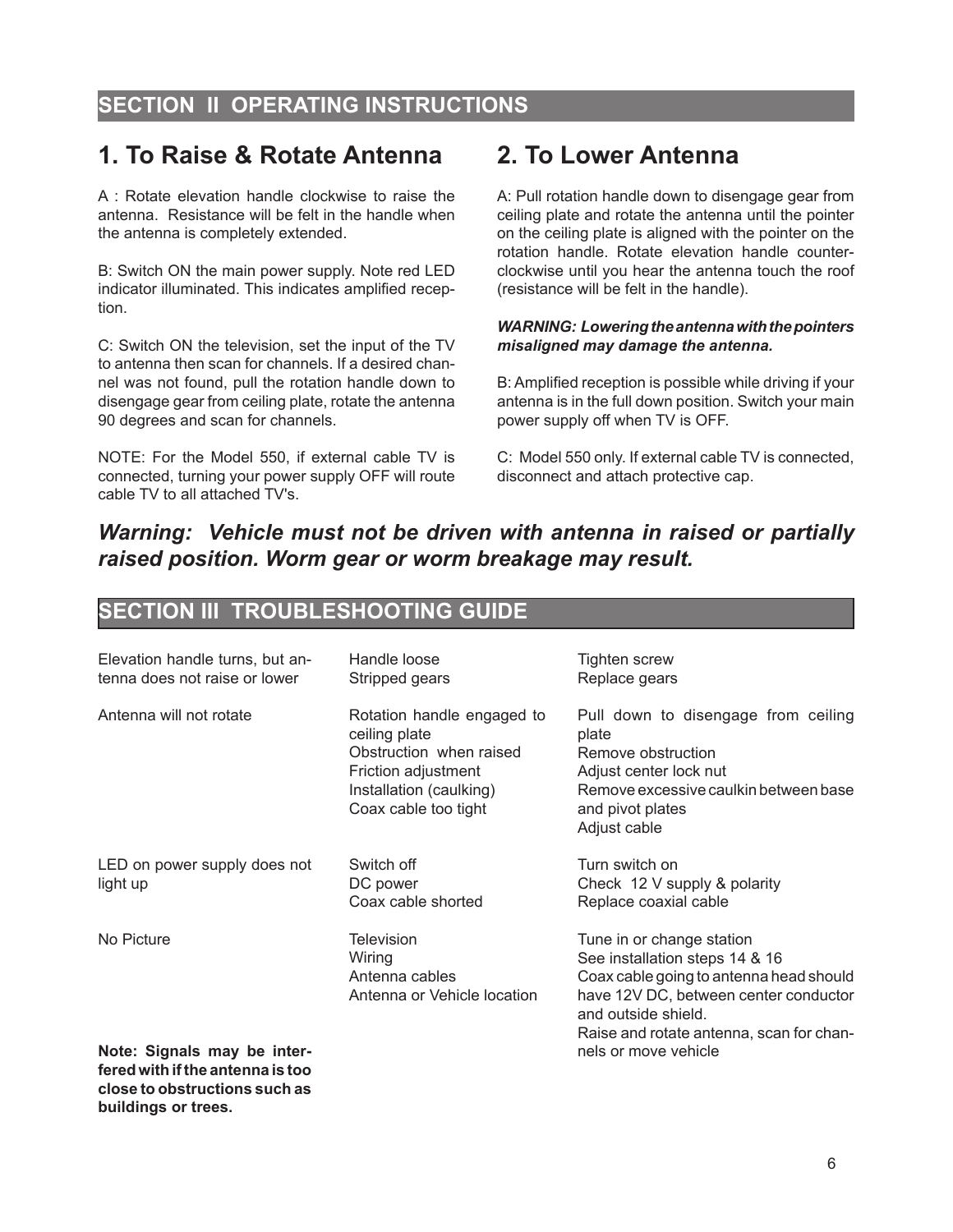## SECTION II OPERATING INSTRUCTIONS

### 1. To Raise & Rotate Antenna

A : Rotate elevation handle clockwise to raise the antenna. Resistance will be felt in the handle when the antenna is completely extended.

B: Switch ON the main power supply. Note red LED indicator illuminated. This indicates amplified reception.

C: Switch ON the television, set the input of the TV to antenna then scan for channels. If a desired channel was not found, pull the rotation handle down to disengage gear from ceiling plate, rotate the antenna 90 degrees and scan for channels.

NOTE: For the Model 550, if external cable TV is connected, turning your power supply OFF will route cable TV to all attached TV's.

### 2. To Lower Antenna

A: Pull rotation handle down to disengage gear from ceiling plate and rotate the antenna until the pointer on the ceiling plate is aligned with the pointer on the rotation handle. Rotate elevation handle counter-clockwise until you hear the antenna touch the roof (resistance will be felt in the handle).

***WARNING: Lowering the antenna with the pointers misaligned may damage the antenna.***

B: Amplified reception is possible while driving if your antenna is in the full down position. Switch your main power supply off when TV is OFF.

C: Model 550 only. If external cable TV is connected, disconnect and attach protective cap.

***Warning: Vehicle must not be driven with antenna in raised or partially raised position. Worm gear or worm breakage may result.***

## SECTION III TROUBLESHOOTING GUIDE

| Problem | Cause | Remedy |
|---|---|---|
| Elevation handle turns, but antenna does not raise or lower | Handle loose<br>Stripped gears | Tighten screw<br>Replace gears |
| Antenna will not rotate | Rotation handle engaged to ceiling plate<br>Obstruction when raised<br>Friction adjustment<br>Installation (caulking)<br>Coax cable too tight | Pull down to disengage from ceiling plate<br>Remove obstruction<br>Adjust center lock nut<br>Remove excessive caulkin between base and pivot plates<br>Adjust cable |
| LED on power supply does not light up | Switch off<br>DC power<br>Coax cable shorted | Turn switch on<br>Check 12 V supply & polarity<br>Replace coaxial cable |
| No Picture | Television<br>Wiring<br>Antenna cables<br>Antenna or Vehicle location | Tune in or change station<br>See installation steps 14 & 16<br>Coax cable going to antenna head should have 12V DC, between center conductor and outside shield.<br>Raise and rotate antenna, scan for channels or move vehicle |

**Note: Signals may be interfered with if the antenna is too close to obstructions such as buildings or trees.**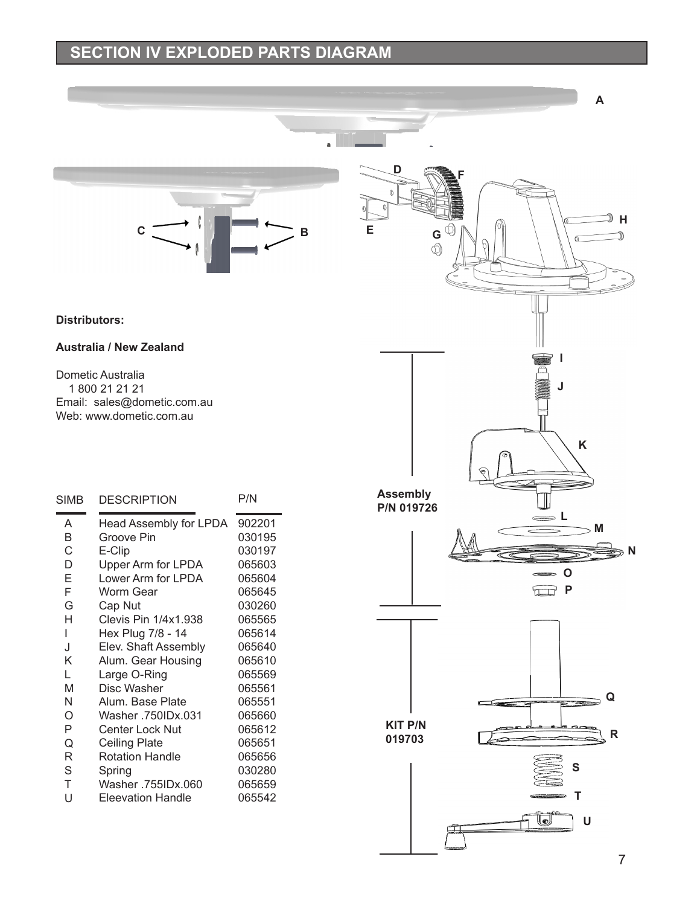## SECTION IV EXPLODED PARTS DIAGRAM

**Distributors:**

**Australia / New Zealand**

Dometic Australia
1 800 21 21 21
Email: sales@dometic.com.au
Web: www.dometic.com.au

| SIMB | DESCRIPTION | P/N |
|---|---|---|
| A | Head Assembly for LPDA | 902201 |
| B | Groove Pin | 030195 |
| C | E-Clip | 030197 |
| D | Upper Arm for LPDA | 065603 |
| E | Lower Arm for LPDA | 065604 |
| F | Worm Gear | 065645 |
| G | Cap Nut | 030260 |
| H | Clevis Pin 1/4x1.938 | 065565 |
| I | Hex Plug 7/8 - 14 | 065614 |
| J | Elev. Shaft Assembly | 065640 |
| K | Alum. Gear Housing | 065610 |
| L | Large O-Ring | 065569 |
| M | Disc Washer | 065561 |
| N | Alum. Base Plate | 065551 |
| O | Washer .750IDx.031 | 065660 |
| P | Center Lock Nut | 065612 |
| Q | Ceiling Plate | 065651 |
| R | Rotation Handle | 065656 |
| S | Spring | 030280 |
| T | Washer .755IDx.060 | 065659 |
| U | Eleevation Handle | 065542 |

Assembly P/N 019726

KIT P/N 019703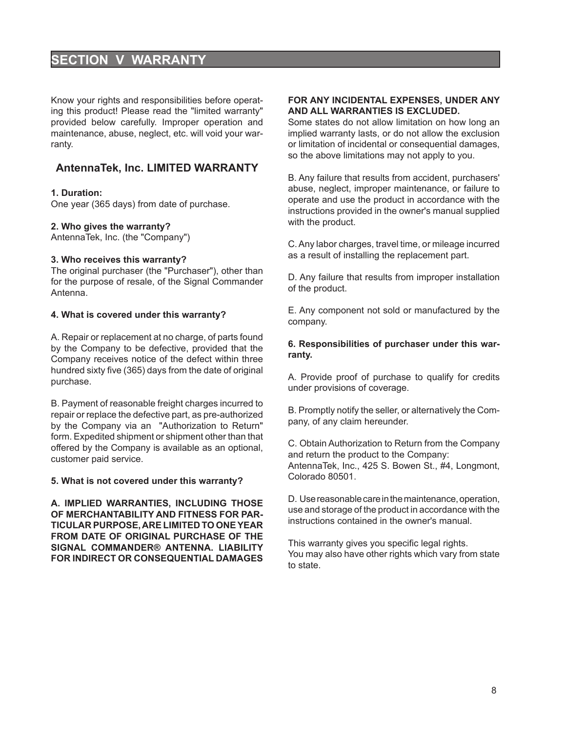# SECTION V WARRANTY

Know your rights and responsibilities before operating this product! Please read the "limited warranty" provided below carefully. Improper operation and maintenance, abuse, neglect, etc. will void your warranty.

## AntennaTek, Inc. LIMITED WARRANTY

**1. Duration:**
One year (365 days) from date of purchase.

**2. Who gives the warranty?**
AntennaTek, Inc. (the "Company")

**3. Who receives this warranty?**
The original purchaser (the "Purchaser"), other than for the purpose of resale, of the Signal Commander Antenna.

**4. What is covered under this warranty?**

A. Repair or replacement at no charge, of parts found by the Company to be defective, provided that the Company receives notice of the defect within three hundred sixty five (365) days from the date of original purchase.

B. Payment of reasonable freight charges incurred to repair or replace the defective part, as pre-authorized by the Company via an "Authorization to Return" form. Expedited shipment or shipment other than that offered by the Company is available as an optional, customer paid service.

**5. What is not covered under this warranty?**

**A. IMPLIED WARRANTIES, INCLUDING THOSE OF MERCHANTABILITY AND FITNESS FOR PARTICULAR PURPOSE, ARE LIMITED TO ONE YEAR FROM DATE OF ORIGINAL PURCHASE OF THE SIGNAL COMMANDER® ANTENNA. LIABILITY FOR INDIRECT OR CONSEQUENTIAL DAMAGES FOR ANY INCIDENTAL EXPENSES, UNDER ANY AND ALL WARRANTIES IS EXCLUDED.**
Some states do not allow limitation on how long an implied warranty lasts, or do not allow the exclusion or limitation of incidental or consequential damages, so the above limitations may not apply to you.

B. Any failure that results from accident, purchasers' abuse, neglect, improper maintenance, or failure to operate and use the product in accordance with the instructions provided in the owner's manual supplied with the product.

C. Any labor charges, travel time, or mileage incurred as a result of installing the replacement part.

D. Any failure that results from improper installation of the product.

E. Any component not sold or manufactured by the company.

**6. Responsibilities of purchaser under this warranty.**

A. Provide proof of purchase to qualify for credits under provisions of coverage.

B. Promptly notify the seller, or alternatively the Company, of any claim hereunder.

C. Obtain Authorization to Return from the Company and return the product to the Company:
AntennaTek, Inc., 425 S. Bowen St., #4, Longmont, Colorado 80501.

D. Use reasonable care in the maintenance, operation, use and storage of the product in accordance with the instructions contained in the owner's manual.

This warranty gives you specific legal rights.
You may also have other rights which vary from state to state.